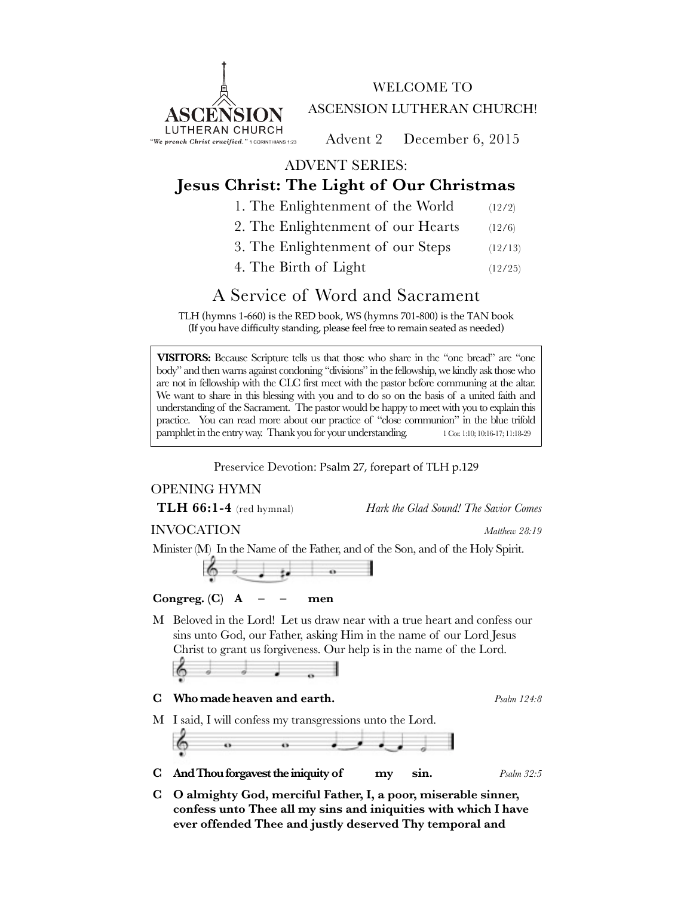ASCENSION LUTHERAN CHURCH

*"We preach Christ crucified."* 1 CORINTHIANS 1:23

WELCOME TO

ASCENSION LUTHERAN CHURCH!

Advent 2 December 6, 2015

ADVENT SERIES:

# Jesus Christ: The Light of Our Christmas

1. The Enlightenment of the World (12/2)
2. The Enlightenment of our Hearts (12/6)
3. The Enlightenment of our Steps (12/13)
4. The Birth of Light (12/25)

## A Service of Word and Sacrament

TLH (hymns 1-660) is the RED book, WS (hymns 701-800) is the TAN book
(If you have difficulty standing, please feel free to remain seated as needed)

**VISITORS:** Because Scripture tells us that those who share in the "one bread" are "one body" and then warns against condoning "divisions" in the fellowship, we kindly ask those who are not in fellowship with the CLC first meet with the pastor before communing at the altar. We want to share in this blessing with you and to do so on the basis of a united faith and understanding of the Sacrament. The pastor would be happy to meet with you to explain this practice. You can read more about our practice of "close communion" in the blue trifold pamphlet in the entry way. Thank you for your understanding. 1 Cor. 1:10; 10:16-17; 11:18-29

Preservice Devotion: Psalm 27, forepart of TLH p.129

OPENING HYMN

**TLH 66:1-4** (red hymnal) *Hark the Glad Sound! The Savior Comes*

INVOCATION *Matthew 28:19*

Minister (M) In the Name of the Father, and of the Son, and of the Holy Spirit.

**Congreg. (C) A – – men**

M Beloved in the Lord! Let us draw near with a true heart and confess our sins unto God, our Father, asking Him in the name of our Lord Jesus Christ to grant us forgiveness. Our help is in the name of the Lord.

**C Who made heaven and earth.** *Psalm 124:8*

M I said, I will confess my transgressions unto the Lord.

**C And Thou forgavest the iniquity of my sin.** *Psalm 32:5*

**C O almighty God, merciful Father, I, a poor, miserable sinner, confess unto Thee all my sins and iniquities with which I have ever offended Thee and justly deserved Thy temporal and**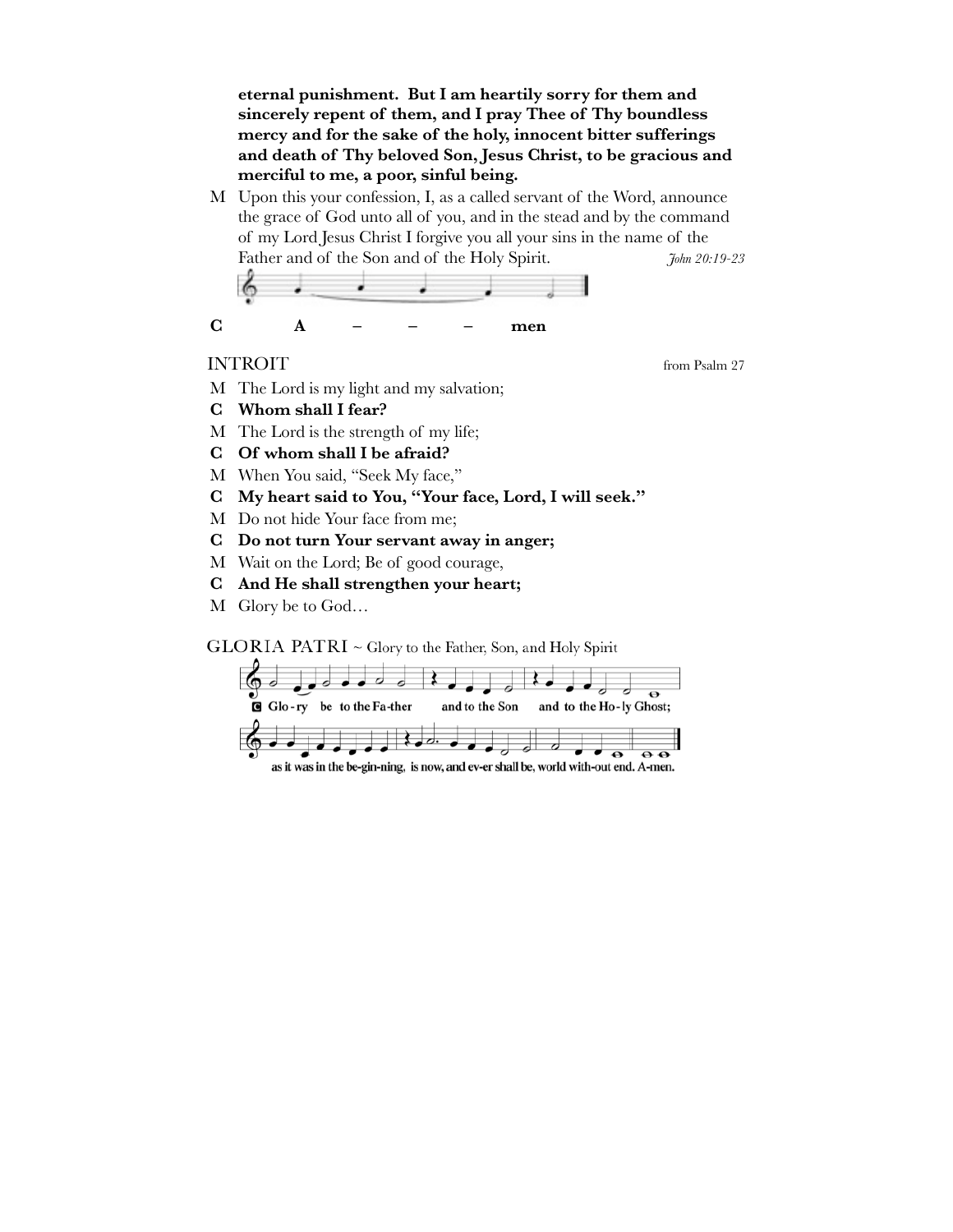**eternal punishment. But I am heartily sorry for them and sincerely repent of them, and I pray Thee of Thy boundless mercy and for the sake of the holy, innocent bitter sufferings and death of Thy beloved Son, Jesus Christ, to be gracious and merciful to me, a poor, sinful being.**

M Upon this your confession, I, as a called servant of the Word, announce the grace of God unto all of you, and in the stead and by the command of my Lord Jesus Christ I forgive you all your sins in the name of the Father and of the Son and of the Holy Spirit. *John 20:19-23*

**C A – – – men**

## INTROIT

from Psalm 27

M The Lord is my light and my salvation;

**C Whom shall I fear?**

M The Lord is the strength of my life;

**C Of whom shall I be afraid?**

M When You said, "Seek My face,"

**C My heart said to You, "Your face, Lord, I will seek."**

M Do not hide Your face from me;

**C Do not turn Your servant away in anger;**

M Wait on the Lord; Be of good courage,

**C And He shall strengthen your heart;**

M Glory be to God…

## GLORIA PATRI ~ Glory to the Father, Son, and Holy Spirit

**C** Glo-ry be to the Fa-ther and to the Son and to the Ho-ly Ghost; as it was in the be-gin-ning, is now, and ev-er shall be, world with-out end. A-men.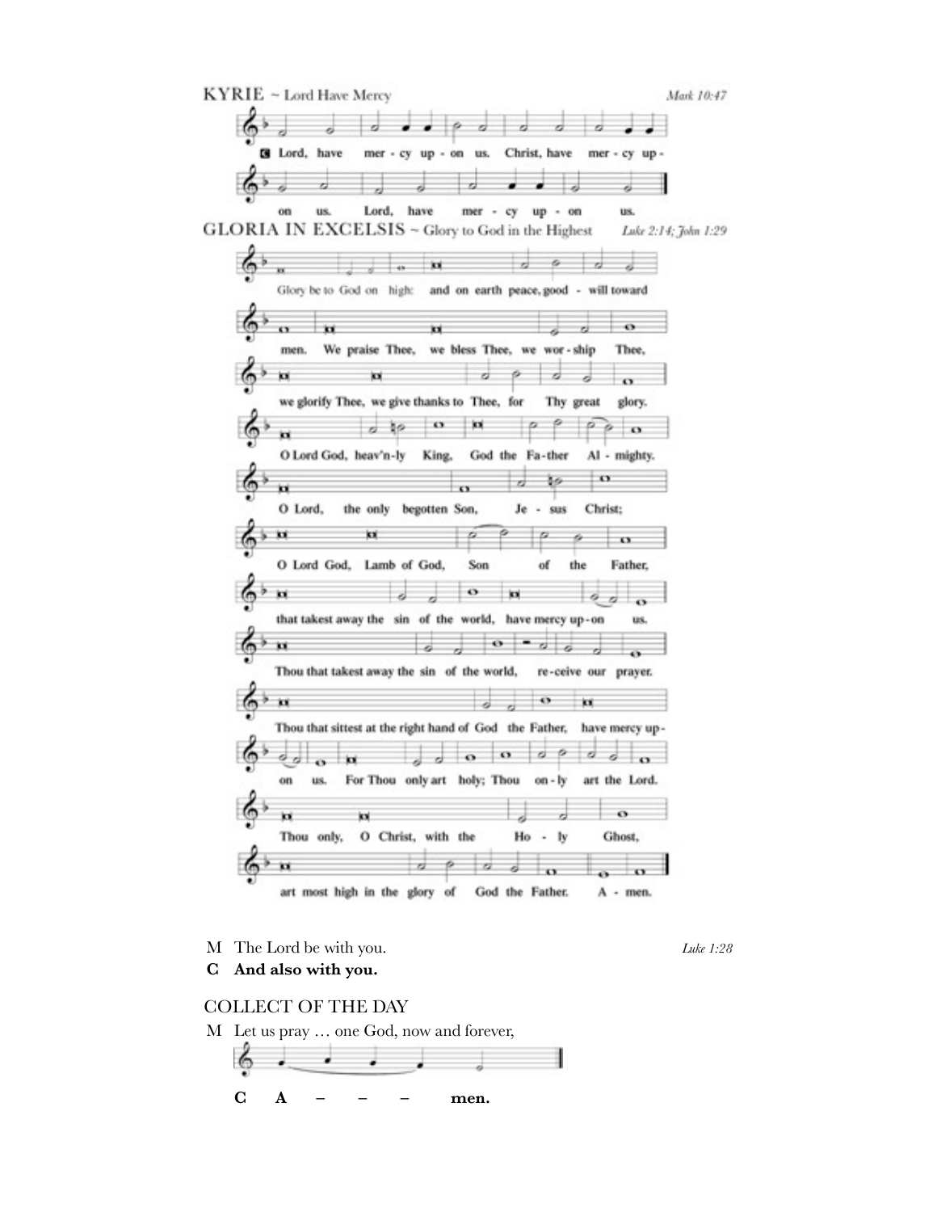## KYRIE ~ Lord Have Mercy

*Mark 10:47*

**C** Lord, have mer - cy up - on us. Christ, have mer - cy up - on us. Lord, have mer - cy up - on us.

## GLORIA IN EXCELSIS ~ Glory to God in the Highest

*Luke 2:14; John 1:29*

Glory be to God on high: and on earth peace, good - will toward men. We praise Thee, we bless Thee, we wor - ship Thee, we glorify Thee, we give thanks to Thee, for Thy great glory. O Lord God, heav'n-ly King, God the Fa-ther Al - mighty. O Lord, the only begotten Son, Je - sus Christ; O Lord God, Lamb of God, Son of the Father, that takest away the sin of the world, have mercy up-on us. Thou that takest away the sin of the world, re-ceive our prayer. Thou that sittest at the right hand of God the Father, have mercy up-on us. For Thou only art holy; Thou on - ly art the Lord. Thou only, O Christ, with the Ho - ly Ghost, art most high in the glory of God the Father. A - men.

M The Lord be with you. *Luke 1:28*

**C And also with you.**

## COLLECT OF THE DAY

M Let us pray … one God, now and forever,

**C A – – – men.**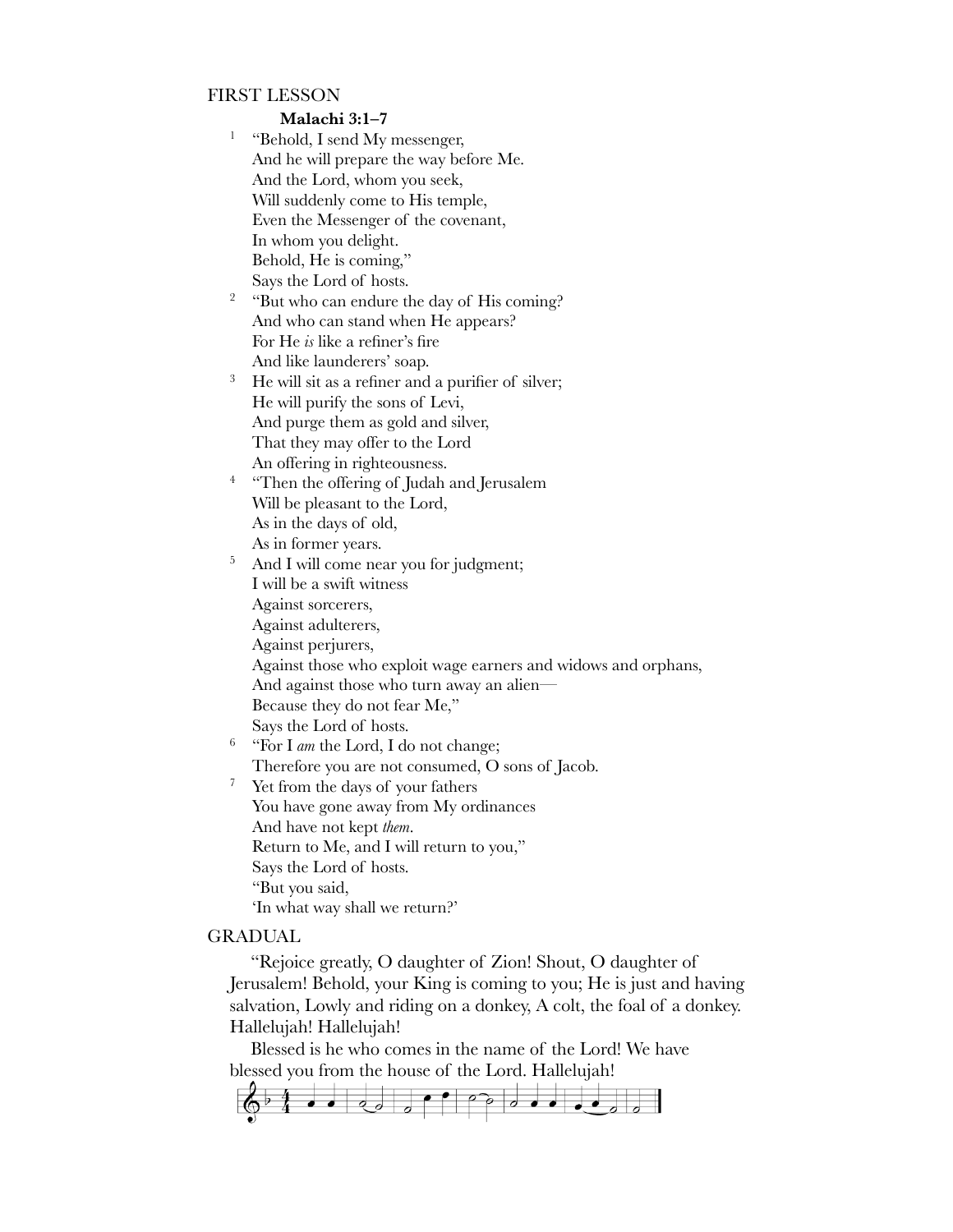## FIRST LESSON

**Malachi 3:1–7**

[1] "Behold, I send My messenger,
And he will prepare the way before Me.
And the Lord, whom you seek,
Will suddenly come to His temple,
Even the Messenger of the covenant,
In whom you delight.
Behold, He is coming,"
Says the Lord of hosts.

[2] "But who can endure the day of His coming?
And who can stand when He appears?
For He *is* like a refiner's fire
And like launderers' soap.

[3] He will sit as a refiner and a purifier of silver;
He will purify the sons of Levi,
And purge them as gold and silver,
That they may offer to the Lord
An offering in righteousness.

[4] "Then the offering of Judah and Jerusalem
Will be pleasant to the Lord,
As in the days of old,
As in former years.

[5] And I will come near you for judgment;
I will be a swift witness
Against sorcerers,
Against adulterers,
Against perjurers,
Against those who exploit wage earners and widows and orphans,
And against those who turn away an alien—
Because they do not fear Me,"
Says the Lord of hosts.

[6] "For I *am* the Lord, I do not change;
Therefore you are not consumed, O sons of Jacob.

[7] Yet from the days of your fathers
You have gone away from My ordinances
And have not kept *them*.
Return to Me, and I will return to you,"
Says the Lord of hosts.
"But you said,
'In what way shall we return?'

## GRADUAL

"Rejoice greatly, O daughter of Zion! Shout, O daughter of Jerusalem! Behold, your King is coming to you; He is just and having salvation, Lowly and riding on a donkey, A colt, the foal of a donkey. Hallelujah! Hallelujah!

Blessed is he who comes in the name of the Lord! We have blessed you from the house of the Lord. Hallelujah!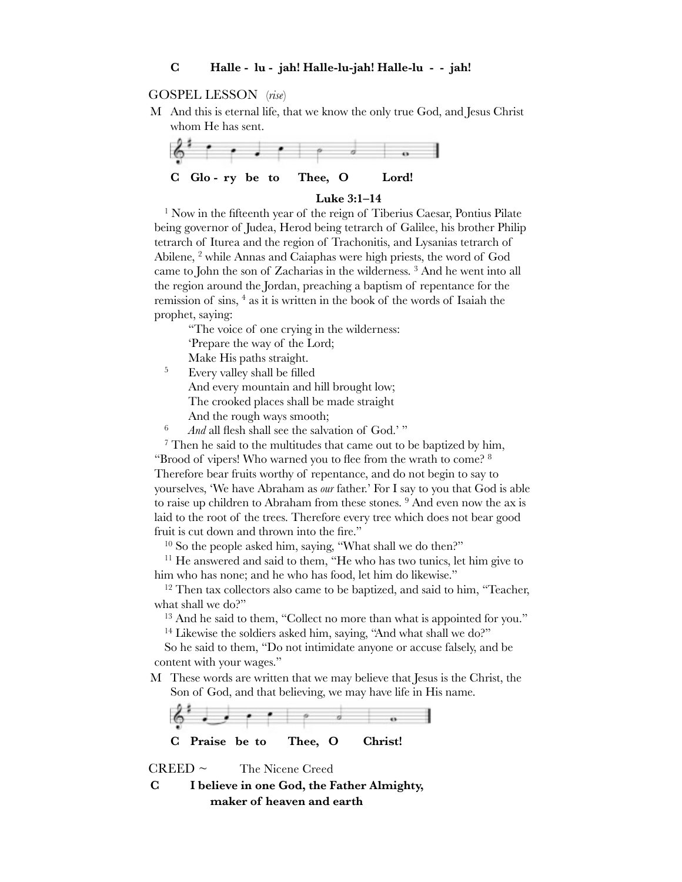**C Halle - lu - jah! Halle-lu-jah! Halle-lu - - jah!**

GOSPEL LESSON (*rise*)

M And this is eternal life, that we know the only true God, and Jesus Christ whom He has sent.

**C Glo - ry be to Thee, O Lord!**

**Luke 3:1–14**

[1] Now in the fifteenth year of the reign of Tiberius Caesar, Pontius Pilate being governor of Judea, Herod being tetrarch of Galilee, his brother Philip tetrarch of Iturea and the region of Trachonitis, and Lysanias tetrarch of Abilene, [2] while Annas and Caiaphas were high priests, the word of God came to John the son of Zacharias in the wilderness. [3] And he went into all the region around the Jordan, preaching a baptism of repentance for the remission of sins, [4] as it is written in the book of the words of Isaiah the prophet, saying:

"The voice of one crying in the wilderness:
'Prepare the way of the Lord;
Make His paths straight.
[5] Every valley shall be filled
And every mountain and hill brought low;
The crooked places shall be made straight
And the rough ways smooth;
[6] *And* all flesh shall see the salvation of God.' "

[7] Then he said to the multitudes that came out to be baptized by him, "Brood of vipers! Who warned you to flee from the wrath to come? [8] Therefore bear fruits worthy of repentance, and do not begin to say to yourselves, 'We have Abraham as *our* father.' For I say to you that God is able to raise up children to Abraham from these stones. [9] And even now the ax is laid to the root of the trees. Therefore every tree which does not bear good fruit is cut down and thrown into the fire."

[10] So the people asked him, saying, "What shall we do then?"

[11] He answered and said to them, "He who has two tunics, let him give to him who has none; and he who has food, let him do likewise."

[12] Then tax collectors also came to be baptized, and said to him, "Teacher, what shall we do?"

[13] And he said to them, "Collect no more than what is appointed for you."

[14] Likewise the soldiers asked him, saying, "And what shall we do?"

So he said to them, "Do not intimidate anyone or accuse falsely, and be content with your wages."

M These words are written that we may believe that Jesus is the Christ, the Son of God, and that believing, we may have life in His name.

**C Praise be to Thee, O Christ!**

CREED ~ The Nicene Creed

**C I believe in one God, the Father Almighty,
maker of heaven and earth**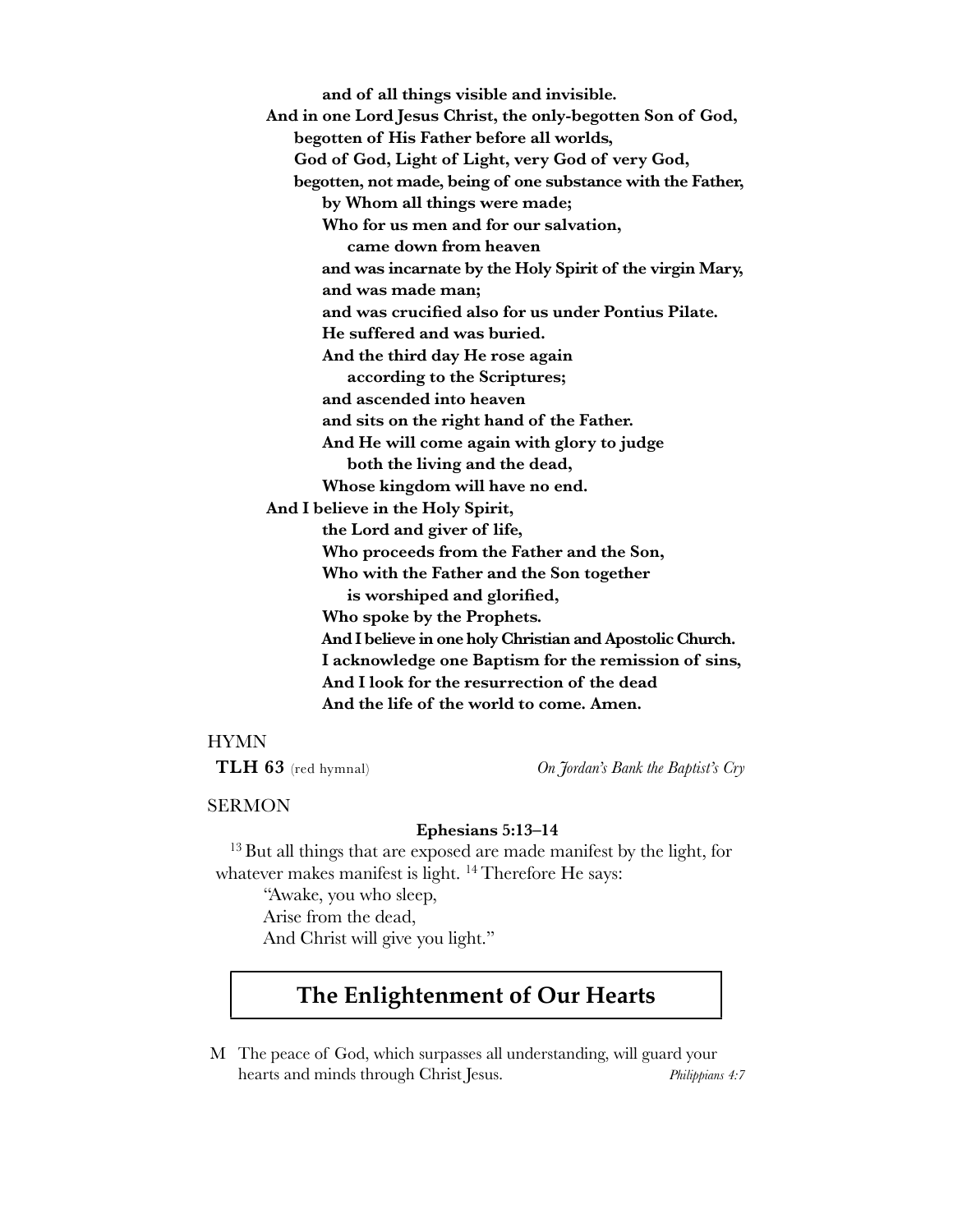**and of all things visible and invisible.**
**And in one Lord Jesus Christ, the only-begotten Son of God,**
**begotten of His Father before all worlds,**
**God of God, Light of Light, very God of very God,**
**begotten, not made, being of one substance with the Father,**
**by Whom all things were made;**
**Who for us men and for our salvation,**
**came down from heaven**
**and was incarnate by the Holy Spirit of the virgin Mary,**
**and was made man;**
**and was crucified also for us under Pontius Pilate.**
**He suffered and was buried.**
**And the third day He rose again**
**according to the Scriptures;**
**and ascended into heaven**
**and sits on the right hand of the Father.**
**And He will come again with glory to judge**
**both the living and the dead,**
**Whose kingdom will have no end.**
**And I believe in the Holy Spirit,**
**the Lord and giver of life,**
**Who proceeds from the Father and the Son,**
**Who with the Father and the Son together**
**is worshiped and glorified,**
**Who spoke by the Prophets.**
**And I believe in one holy Christian and Apostolic Church.**
**I acknowledge one Baptism for the remission of sins,**
**And I look for the resurrection of the dead**
**And the life of the world to come. Amen.**

HYMN

**TLH 63** (red hymnal) *On Jordan's Bank the Baptist's Cry*

SERMON

**Ephesians 5:13–14**

[13] But all things that are exposed are made manifest by the light, for whatever makes manifest is light. [14] Therefore He says:

"Awake, you who sleep,
Arise from the dead,
And Christ will give you light."

## The Enlightenment of Our Hearts

M The peace of God, which surpasses all understanding, will guard your hearts and minds through Christ Jesus. *Philippians 4:7*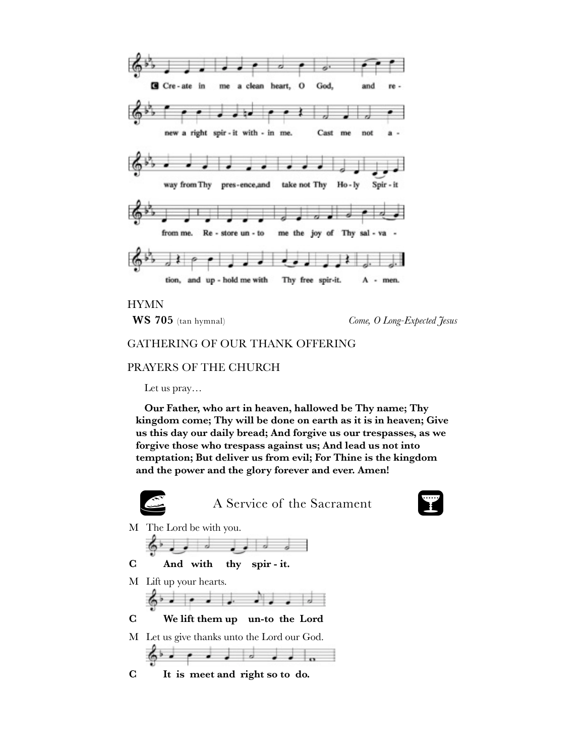C Create in me a clean heart, O God, and renew a right spirit within me. Cast me not away from Thy presence, and take not Thy Holy Spirit from me. Restore unto me the joy of Thy salvation, and uphold me with Thy free spirit. Amen.

HYMN

**WS 705** (tan hymnal) *Come, O Long-Expected Jesus*

GATHERING OF OUR THANK OFFERING

PRAYERS OF THE CHURCH

Let us pray…

**Our Father, who art in heaven, hallowed be Thy name; Thy kingdom come; Thy will be done on earth as it is in heaven; Give us this day our daily bread; And forgive us our trespasses, as we forgive those who trespass against us; And lead us not into temptation; But deliver us from evil; For Thine is the kingdom and the power and the glory forever and ever. Amen!**

## A Service of the Sacrament

M The Lord be with you.

**C And with thy spir - it.**

M Lift up your hearts.

**C We lift them up un-to the Lord**

M Let us give thanks unto the Lord our God.

**C It is meet and right so to do.**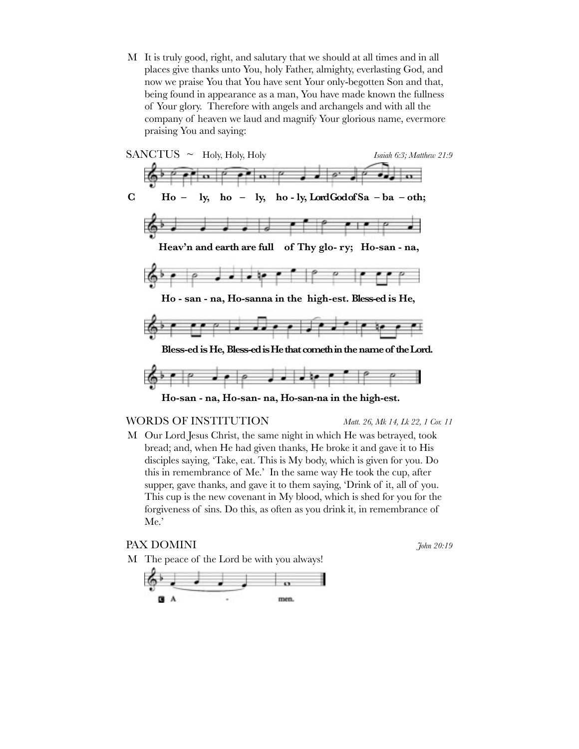M It is truly good, right, and salutary that we should at all times and in all places give thanks unto You, holy Father, almighty, everlasting God, and now we praise You that You have sent Your only-begotten Son and that, being found in appearance as a man, You have made known the fullness of Your glory. Therefore with angels and archangels and with all the company of heaven we laud and magnify Your glorious name, evermore praising You and saying:

## SANCTUS ~ Holy, Holy, Holy

*Isaiah 6:3; Matthew 21:9*

**C Ho – ly, ho – ly, ho - ly, Lord God of Sa – ba – oth;**

**Heav'n and earth are full of Thy glo- ry; Ho-san - na,**

**Ho - san - na, Ho-sanna in the high-est. Bless-ed is He,**

**Bless-ed is He, Bless-ed is He that cometh in the name of the Lord.**

**Ho-san - na, Ho-san- na, Ho-san-na in the high-est.**

## WORDS OF INSTITUTION

*Matt. 26, Mk 14, Lk 22, 1 Cor. 11*

M Our Lord Jesus Christ, the same night in which He was betrayed, took bread; and, when He had given thanks, He broke it and gave it to His disciples saying, 'Take, eat. This is My body, which is given for you. Do this in remembrance of Me.' In the same way He took the cup, after supper, gave thanks, and gave it to them saying, 'Drink of it, all of you. This cup is the new covenant in My blood, which is shed for you for the forgiveness of sins. Do this, as often as you drink it, in remembrance of Me.'

## PAX DOMINI

*John 20:19*

M The peace of the Lord be with you always!

C A - men.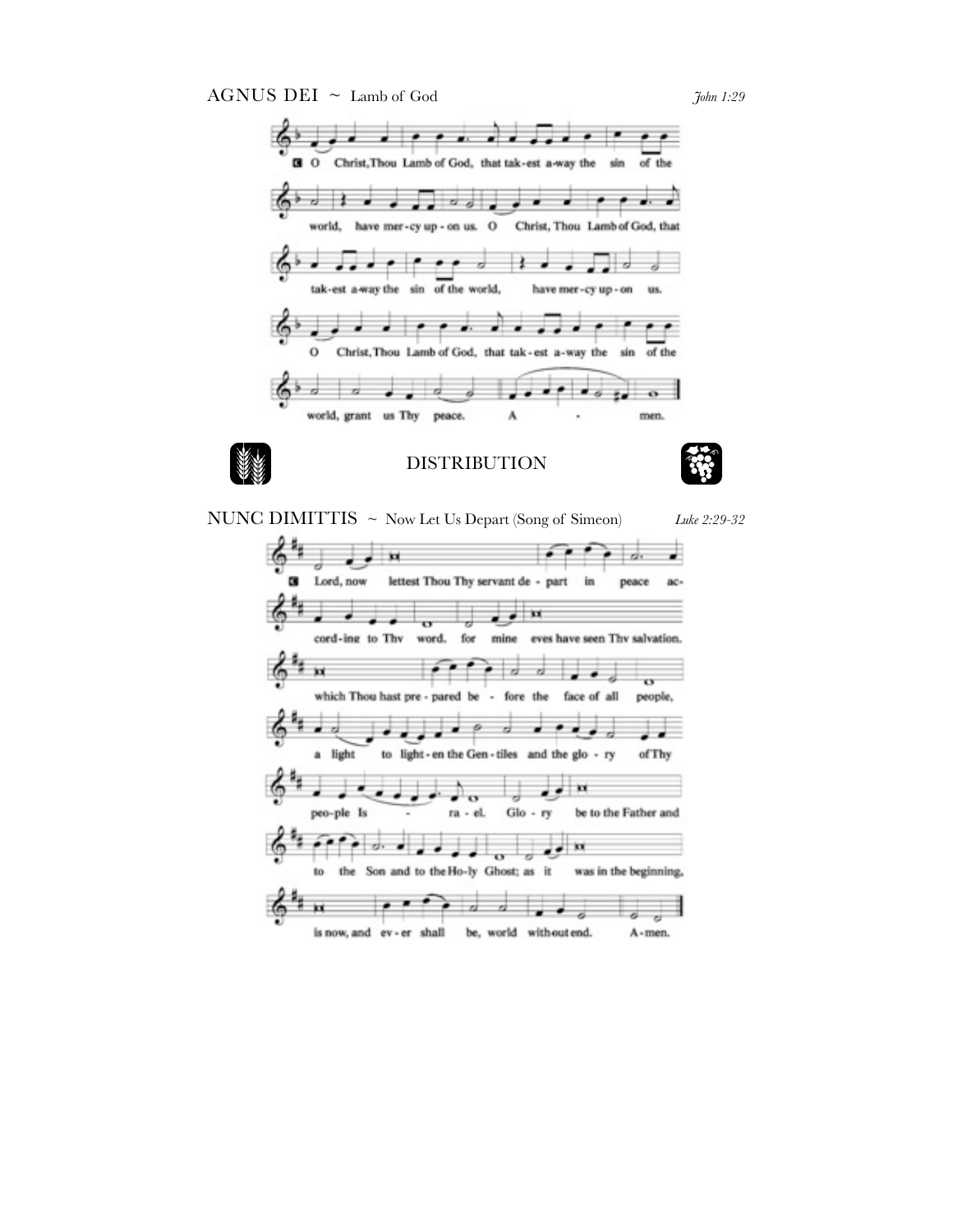## AGNUS DEI ~ Lamb of God

*John 1:29*

C O Christ, Thou Lamb of God, that tak-est a-way the sin of the world, have mer-cy up-on us. O Christ, Thou Lamb of God, that tak-est a-way the sin of the world, have mer-cy up-on us. O Christ, Thou Lamb of God, that tak-est a-way the sin of the world, grant us Thy peace. A - men.

## DISTRIBUTION

## NUNC DIMITTIS ~ Now Let Us Depart (Song of Simeon)

*Luke 2:29-32*

C Lord, now lettest Thou Thy servant de - part in peace ac-cord-ing to Thy word. for mine eyes have seen Thy salvation. which Thou hast pre - pared be - fore the face of all people, a light to light - en the Gen - tiles and the glo - ry of Thy peo-ple Is - ra - el. Glo - ry be to the Father and to the Son and to the Ho-ly Ghost; as it was in the beginning, is now, and ev - er shall be, world with-out end. A - men.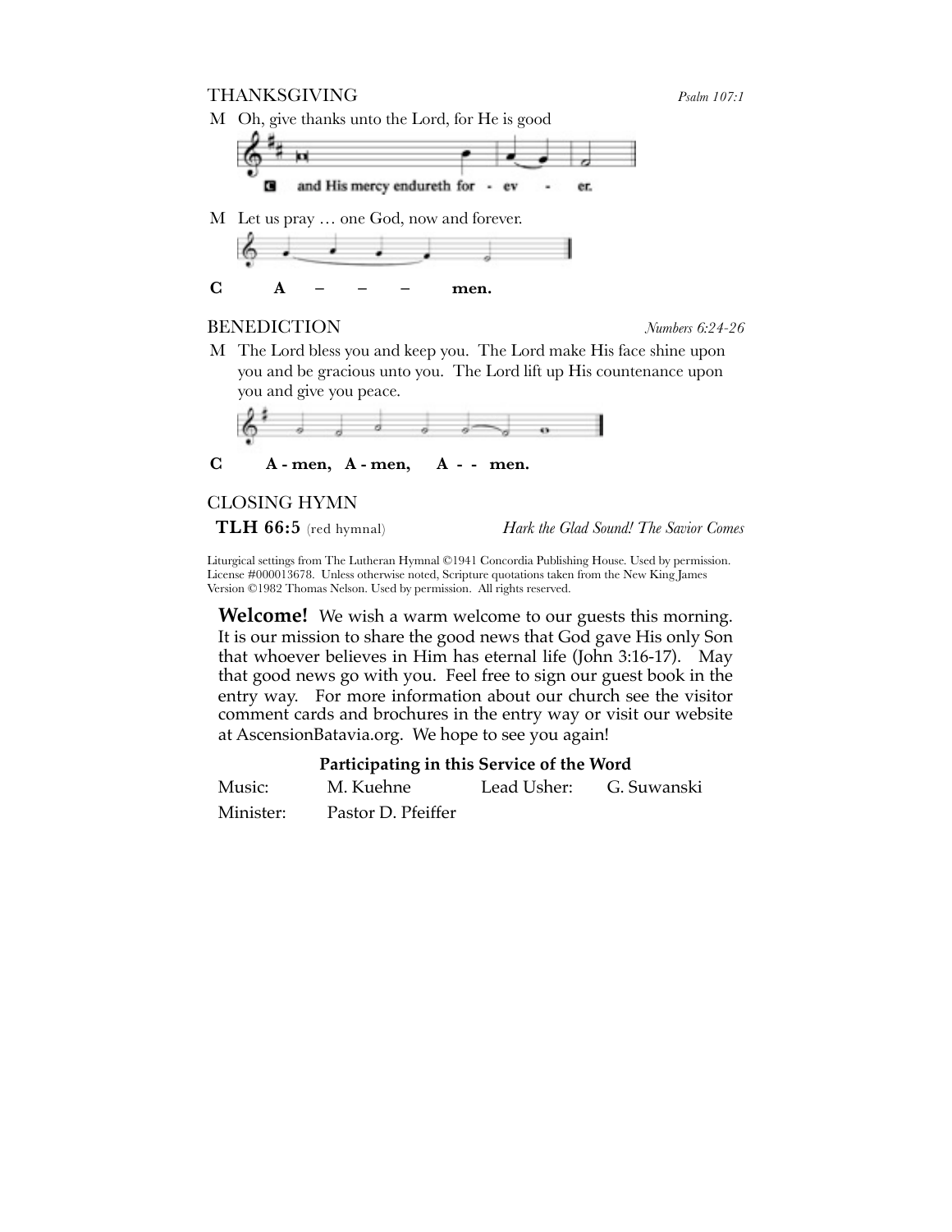THANKSGIVING *Psalm 107:1*

M Oh, give thanks unto the Lord, for He is good

C and His mercy endureth for - ev - er.

M Let us pray … one God, now and forever.

**C A – – – men.**

BENEDICTION *Numbers 6:24-26*

M The Lord bless you and keep you. The Lord make His face shine upon you and be gracious unto you. The Lord lift up His countenance upon you and give you peace.

**C A - men, A - men, A - - men.**

CLOSING HYMN

**TLH 66:5** (red hymnal) *Hark the Glad Sound! The Savior Comes*

Liturgical settings from The Lutheran Hymnal ©1941 Concordia Publishing House. Used by permission. License #000013678. Unless otherwise noted, Scripture quotations taken from the New King James Version ©1982 Thomas Nelson. Used by permission. All rights reserved.

**Welcome!** We wish a warm welcome to our guests this morning. It is our mission to share the good news that God gave His only Son that whoever believes in Him has eternal life (John 3:16-17). May that good news go with you. Feel free to sign our guest book in the entry way. For more information about our church see the visitor comment cards and brochures in the entry way or visit our website at AscensionBatavia.org. We hope to see you again!

**Participating in this Service of the Word**

| | | | |
|---|---|---|---|
| Music: | M. Kuehne | Lead Usher: | G. Suwanski |
| Minister: | Pastor D. Pfeiffer | | |